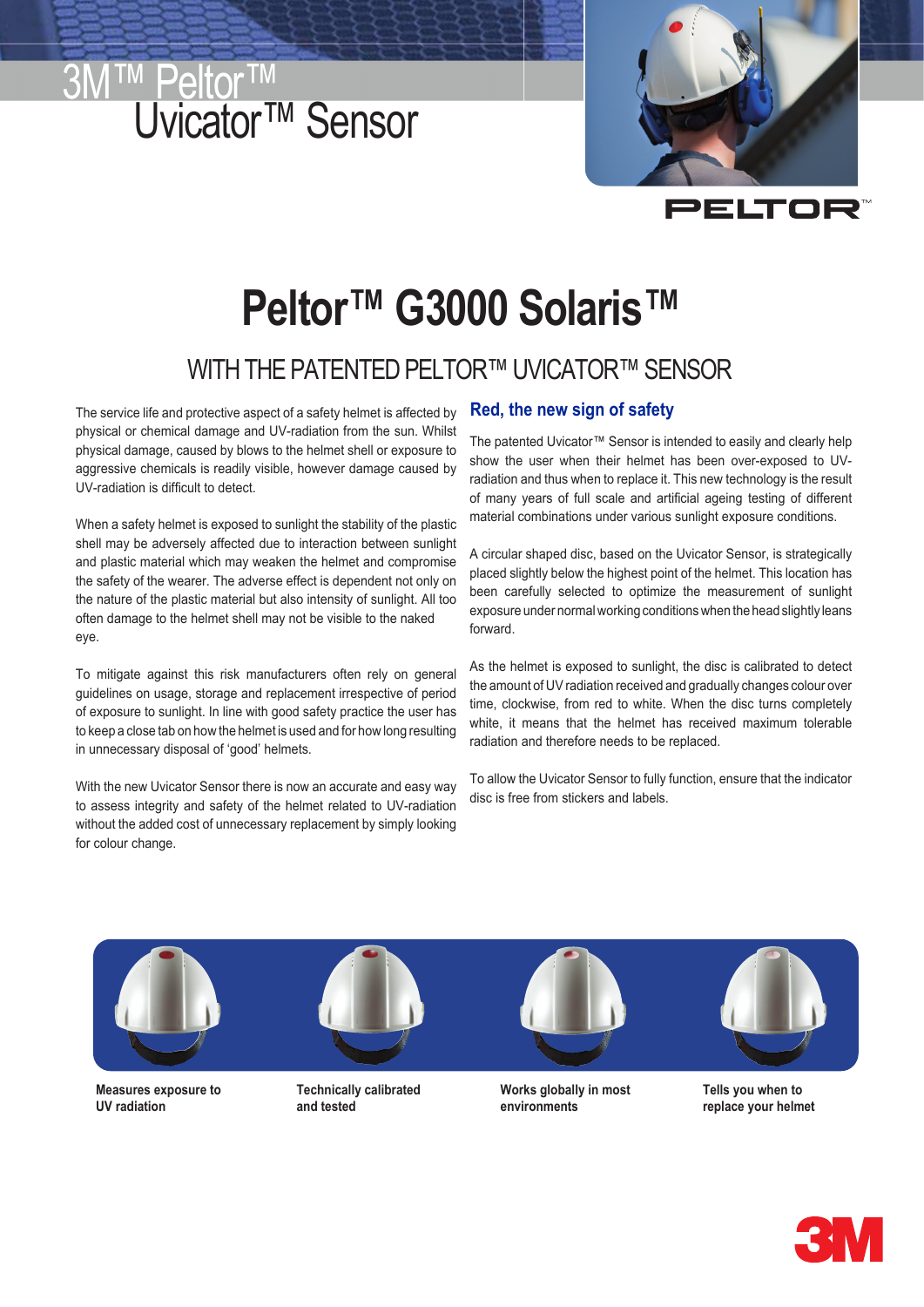# 3M™ Peltor™ Uvicator™ Sensor

PELTOR™

# Peltor™ G3000 Solaris™

## WITH THE PATENTED PELTOR™ UVICATOR™ SENSOR

The service life and protective aspect of a safety helmet is affected by physical or chemical damage and UV-radiation from the sun. Whilst physical damage, caused by blows to the helmet shell or exposure to aggressive chemicals is readily visible, however damage caused by UV-radiation is difficult to detect.

When a safety helmet is exposed to sunlight the stability of the plastic shell may be adversely affected due to interaction between sunlight and plastic material which may weaken the helmet and compromise the safety of the wearer. The adverse effect is dependent not only on the nature of the plastic material but also intensity of sunlight. All too often damage to the helmet shell may not be visible to the naked eye.

To mitigate against this risk manufacturers often rely on general guidelines on usage, storage and replacement irrespective of period of exposure to sunlight. In line with good safety practice the user has to keep a close tab on how the helmet is used and for how long resulting in unnecessary disposal of 'good' helmets.

With the new Uvicator Sensor there is now an accurate and easy way to assess integrity and safety of the helmet related to UV-radiation without the added cost of unnecessary replacement by simply looking for colour change.

### Red, the new sign of safety

The patented Uvicator™ Sensor is intended to easily and clearly help show the user when their helmet has been over-exposed to UV-radiation and thus when to replace it. This new technology is the result of many years of full scale and artificial ageing testing of different material combinations under various sunlight exposure conditions.

A circular shaped disc, based on the Uvicator Sensor, is strategically placed slightly below the highest point of the helmet. This location has been carefully selected to optimize the measurement of sunlight exposure under normal working conditions when the head slightly leans forward.

As the helmet is exposed to sunlight, the disc is calibrated to detect the amount of UV radiation received and gradually changes colour over time, clockwise, from red to white. When the disc turns completely white, it means that the helmet has received maximum tolerable radiation and therefore needs to be replaced.

To allow the Uvicator Sensor to fully function, ensure that the indicator disc is free from stickers and labels.

**Measures exposure to UV radiation**

**Technically calibrated and tested**

**Works globally in most environments**

**Tells you when to replace your helmet**

3M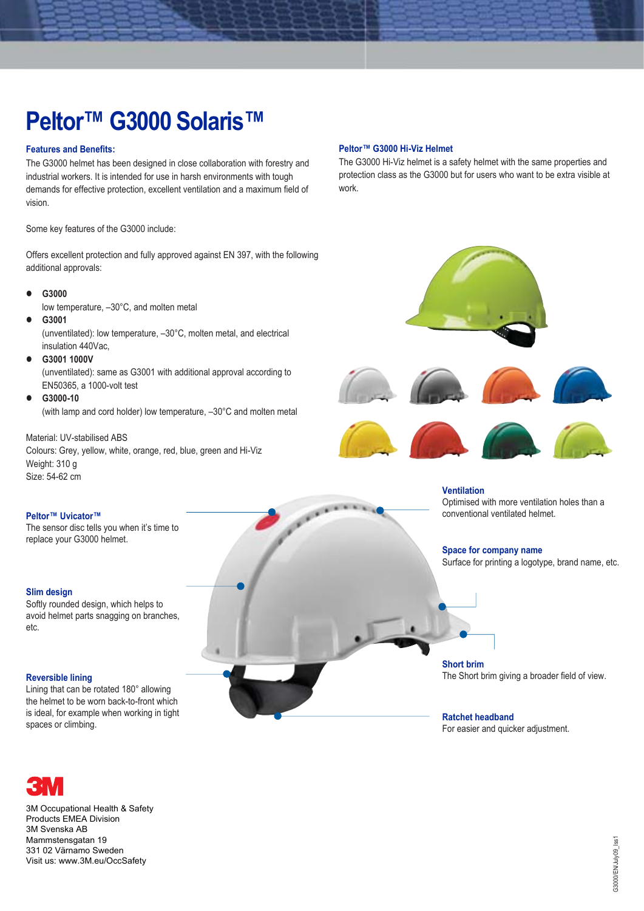# Peltor™ G3000 Solaris™

### Features and Benefits:

The G3000 helmet has been designed in close collaboration with forestry and industrial workers. It is intended for use in harsh environments with tough demands for effective protection, excellent ventilation and a maximum field of vision.

Some key features of the G3000 include:

Offers excellent protection and fully approved against EN 397, with the following additional approvals:

- **G3000**
  low temperature, –30°C, and molten metal
- **G3001**
  (unventilated): low temperature, –30°C, molten metal, and electrical insulation 440Vac,
- **G3001 1000V**
  (unventilated): same as G3001 with additional approval according to EN50365, a 1000-volt test
- **G3000-10**
  (with lamp and cord holder) low temperature, –30°C and molten metal

Material: UV-stabilised ABS
Colours: Grey, yellow, white, orange, red, blue, green and Hi-Viz
Weight: 310 g
Size: 54-62 cm

### Peltor™ G3000 Hi-Viz Helmet

The G3000 Hi-Viz helmet is a safety helmet with the same properties and protection class as the G3000 but for users who want to be extra visible at work.

### Peltor™ Uvicator™

The sensor disc tells you when it's time to replace your G3000 helmet.

### Slim design

Softly rounded design, which helps to avoid helmet parts snagging on branches, etc.

### Reversible lining

Lining that can be rotated 180° allowing the helmet to be worn back-to-front which is ideal, for example when working in tight spaces or climbing.

### Ventilation

Optimised with more ventilation holes than a conventional ventilated helmet.

### Space for company name

Surface for printing a logotype, brand name, etc.

### Short brim

The Short brim giving a broader field of view.

### Ratchet headband

For easier and quicker adjustment.

3M Occupational Health & Safety Products EMEA Division
3M Svenska AB
Mammstensgatan 19
331 02 Värnamo Sweden
Visit us: www.3M.eu/OccSafety

G3000/EN/July09_Iss1